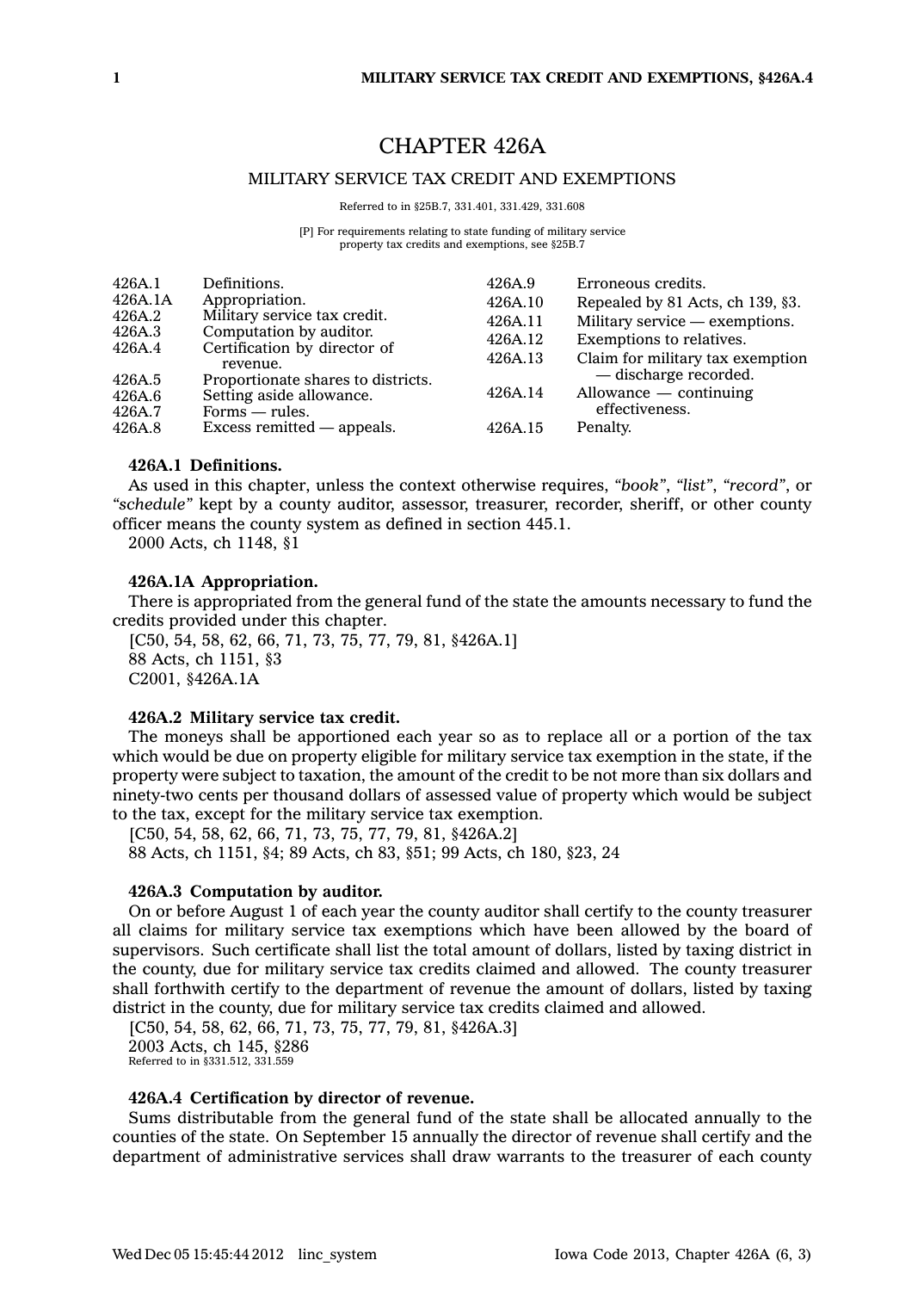# CHAPTER 426A

## MILITARY SERVICE TAX CREDIT AND EXEMPTIONS

Referred to in §25B.7, 331.401, 331.429, 331.608

[P] For requirements relating to state funding of military service property tax credits and exemptions, see §25B.7

| | | | |
|---|---|---|---|
| 426A.1 | Definitions. | 426A.9 | Erroneous credits. |
| 426A.1A | Appropriation. | 426A.10 | Repealed by 81 Acts, ch 139, §3. |
| 426A.2 | Military service tax credit. | 426A.11 | Military service — exemptions. |
| 426A.3 | Computation by auditor. | 426A.12 | Exemptions to relatives. |
| 426A.4 | Certification by director of revenue. | 426A.13 | Claim for military tax exemption — discharge recorded. |
| 426A.5 | Proportionate shares to districts. | 426A.14 | Allowance — continuing effectiveness. |
| 426A.6 | Setting aside allowance. | 426A.15 | Penalty. |
| 426A.7 | Forms — rules. | | |
| 426A.8 | Excess remitted — appeals. | | |

**426A.1 Definitions.**

As used in this chapter, unless the context otherwise requires, *"book"*, *"list"*, *"record"*, or *"schedule"* kept by a county auditor, assessor, treasurer, recorder, sheriff, or other county officer means the county system as defined in section 445.1.

2000 Acts, ch 1148, §1

**426A.1A Appropriation.**

There is appropriated from the general fund of the state the amounts necessary to fund the credits provided under this chapter.

[C50, 54, 58, 62, 66, 71, 73, 75, 77, 79, 81, §426A.1]
88 Acts, ch 1151, §3
C2001, §426A.1A

**426A.2 Military service tax credit.**

The moneys shall be apportioned each year so as to replace all or a portion of the tax which would be due on property eligible for military service tax exemption in the state, if the property were subject to taxation, the amount of the credit to be not more than six dollars and ninety-two cents per thousand dollars of assessed value of property which would be subject to the tax, except for the military service tax exemption.

[C50, 54, 58, 62, 66, 71, 73, 75, 77, 79, 81, §426A.2]
88 Acts, ch 1151, §4; 89 Acts, ch 83, §51; 99 Acts, ch 180, §23, 24

**426A.3 Computation by auditor.**

On or before August 1 of each year the county auditor shall certify to the county treasurer all claims for military service tax exemptions which have been allowed by the board of supervisors. Such certificate shall list the total amount of dollars, listed by taxing district in the county, due for military service tax credits claimed and allowed. The county treasurer shall forthwith certify to the department of revenue the amount of dollars, listed by taxing district in the county, due for military service tax credits claimed and allowed.

[C50, 54, 58, 62, 66, 71, 73, 75, 77, 79, 81, §426A.3]
2003 Acts, ch 145, §286
Referred to in §331.512, 331.559

**426A.4 Certification by director of revenue.**

Sums distributable from the general fund of the state shall be allocated annually to the counties of the state. On September 15 annually the director of revenue shall certify and the department of administrative services shall draw warrants to the treasurer of each county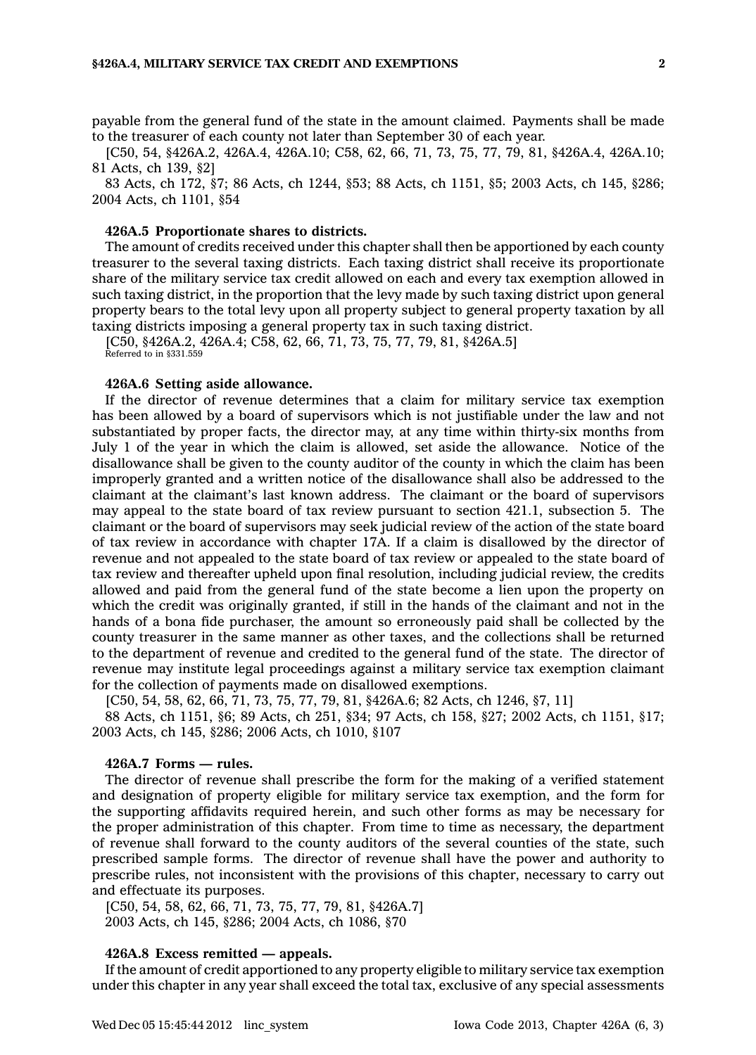payable from the general fund of the state in the amount claimed. Payments shall be made to the treasurer of each county not later than September 30 of each year.

[C50, 54, §426A.2, 426A.4, 426A.10; C58, 62, 66, 71, 73, 75, 77, 79, 81, §426A.4, 426A.10; 81 Acts, ch 139, §2]

83 Acts, ch 172, §7; 86 Acts, ch 1244, §53; 88 Acts, ch 1151, §5; 2003 Acts, ch 145, §286; 2004 Acts, ch 1101, §54

**426A.5 Proportionate shares to districts.**

The amount of credits received under this chapter shall then be apportioned by each county treasurer to the several taxing districts. Each taxing district shall receive its proportionate share of the military service tax credit allowed on each and every tax exemption allowed in such taxing district, in the proportion that the levy made by such taxing district upon general property bears to the total levy upon all property subject to general property taxation by all taxing districts imposing a general property tax in such taxing district.

[C50, §426A.2, 426A.4; C58, 62, 66, 71, 73, 75, 77, 79, 81, §426A.5]

Referred to in §331.559

**426A.6 Setting aside allowance.**

If the director of revenue determines that a claim for military service tax exemption has been allowed by a board of supervisors which is not justifiable under the law and not substantiated by proper facts, the director may, at any time within thirty-six months from July 1 of the year in which the claim is allowed, set aside the allowance. Notice of the disallowance shall be given to the county auditor of the county in which the claim has been improperly granted and a written notice of the disallowance shall also be addressed to the claimant at the claimant's last known address. The claimant or the board of supervisors may appeal to the state board of tax review pursuant to section 421.1, subsection 5. The claimant or the board of supervisors may seek judicial review of the action of the state board of tax review in accordance with chapter 17A. If a claim is disallowed by the director of revenue and not appealed to the state board of tax review or appealed to the state board of tax review and thereafter upheld upon final resolution, including judicial review, the credits allowed and paid from the general fund of the state become a lien upon the property on which the credit was originally granted, if still in the hands of the claimant and not in the hands of a bona fide purchaser, the amount so erroneously paid shall be collected by the county treasurer in the same manner as other taxes, and the collections shall be returned to the department of revenue and credited to the general fund of the state. The director of revenue may institute legal proceedings against a military service tax exemption claimant for the collection of payments made on disallowed exemptions.

[C50, 54, 58, 62, 66, 71, 73, 75, 77, 79, 81, §426A.6; 82 Acts, ch 1246, §7, 11]

88 Acts, ch 1151, §6; 89 Acts, ch 251, §34; 97 Acts, ch 158, §27; 2002 Acts, ch 1151, §17; 2003 Acts, ch 145, §286; 2006 Acts, ch 1010, §107

**426A.7 Forms — rules.**

The director of revenue shall prescribe the form for the making of a verified statement and designation of property eligible for military service tax exemption, and the form for the supporting affidavits required herein, and such other forms as may be necessary for the proper administration of this chapter. From time to time as necessary, the department of revenue shall forward to the county auditors of the several counties of the state, such prescribed sample forms. The director of revenue shall have the power and authority to prescribe rules, not inconsistent with the provisions of this chapter, necessary to carry out and effectuate its purposes.

[C50, 54, 58, 62, 66, 71, 73, 75, 77, 79, 81, §426A.7]

2003 Acts, ch 145, §286; 2004 Acts, ch 1086, §70

**426A.8 Excess remitted — appeals.**

If the amount of credit apportioned to any property eligible to military service tax exemption under this chapter in any year shall exceed the total tax, exclusive of any special assessments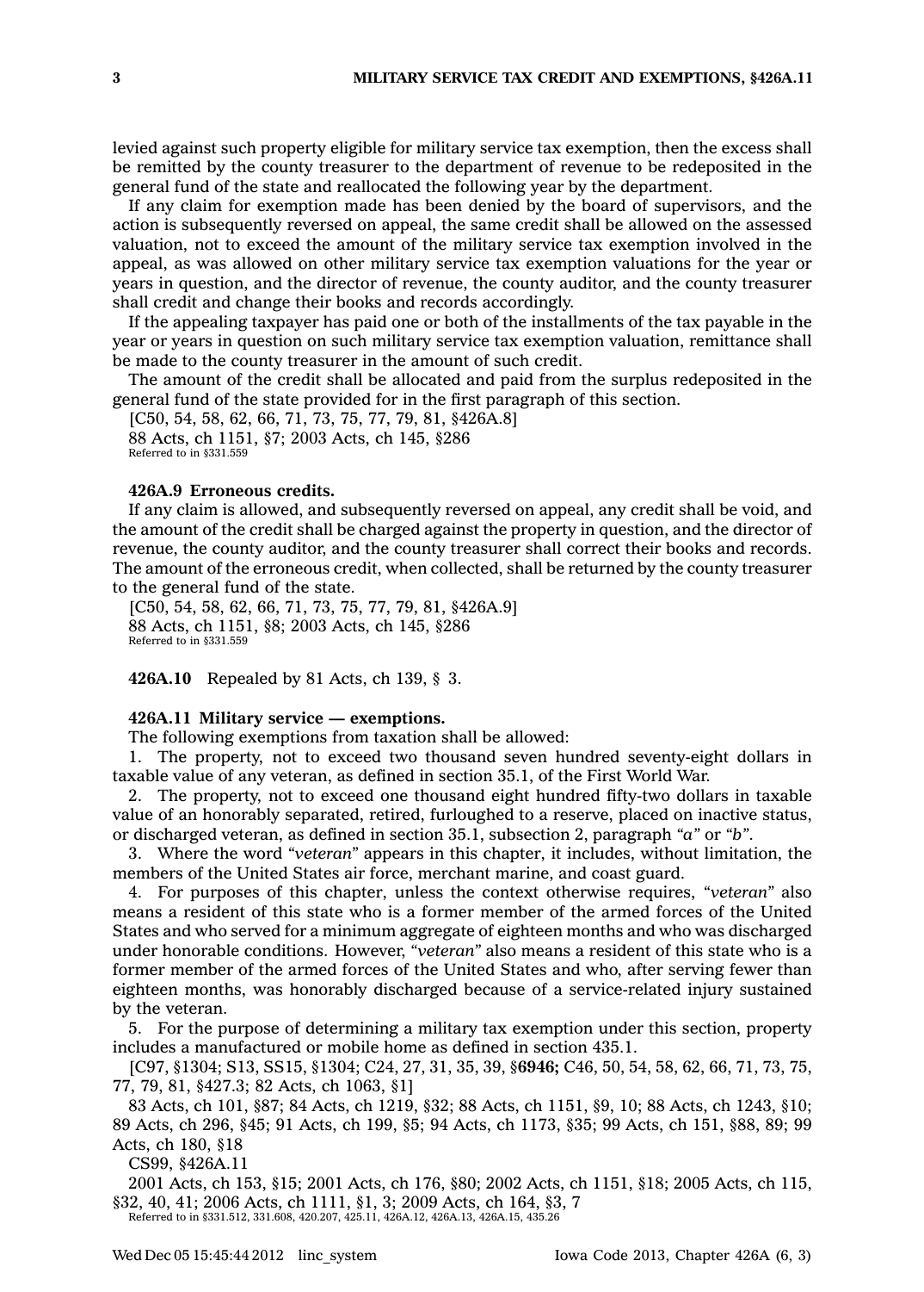levied against such property eligible for military service tax exemption, then the excess shall be remitted by the county treasurer to the department of revenue to be redeposited in the general fund of the state and reallocated the following year by the department.

If any claim for exemption made has been denied by the board of supervisors, and the action is subsequently reversed on appeal, the same credit shall be allowed on the assessed valuation, not to exceed the amount of the military service tax exemption involved in the appeal, as was allowed on other military service tax exemption valuations for the year or years in question, and the director of revenue, the county auditor, and the county treasurer shall credit and change their books and records accordingly.

If the appealing taxpayer has paid one or both of the installments of the tax payable in the year or years in question on such military service tax exemption valuation, remittance shall be made to the county treasurer in the amount of such credit.

The amount of the credit shall be allocated and paid from the surplus redeposited in the general fund of the state provided for in the first paragraph of this section.

[C50, 54, 58, 62, 66, 71, 73, 75, 77, 79, 81, §426A.8]

88 Acts, ch 1151, §7; 2003 Acts, ch 145, §286

Referred to in §331.559

**426A.9 Erroneous credits.**

If any claim is allowed, and subsequently reversed on appeal, any credit shall be void, and the amount of the credit shall be charged against the property in question, and the director of revenue, the county auditor, and the county treasurer shall correct their books and records. The amount of the erroneous credit, when collected, shall be returned by the county treasurer to the general fund of the state.

[C50, 54, 58, 62, 66, 71, 73, 75, 77, 79, 81, §426A.9]

88 Acts, ch 1151, §8; 2003 Acts, ch 145, §286

Referred to in §331.559

**426A.10** Repealed by 81 Acts, ch 139, § 3.

**426A.11 Military service — exemptions.**

The following exemptions from taxation shall be allowed:

1. The property, not to exceed two thousand seven hundred seventy-eight dollars in taxable value of any veteran, as defined in section 35.1, of the First World War.

2. The property, not to exceed one thousand eight hundred fifty-two dollars in taxable value of an honorably separated, retired, furloughed to a reserve, placed on inactive status, or discharged veteran, as defined in section 35.1, subsection 2, paragraph *"a"* or *"b"*.

3. Where the word *"veteran"* appears in this chapter, it includes, without limitation, the members of the United States air force, merchant marine, and coast guard.

4. For purposes of this chapter, unless the context otherwise requires, *"veteran"* also means a resident of this state who is a former member of the armed forces of the United States and who served for a minimum aggregate of eighteen months and who was discharged under honorable conditions. However, *"veteran"* also means a resident of this state who is a former member of the armed forces of the United States and who, after serving fewer than eighteen months, was honorably discharged because of a service-related injury sustained by the veteran.

5. For the purpose of determining a military tax exemption under this section, property includes a manufactured or mobile home as defined in section 435.1.

[C97, §1304; S13, SS15, §1304; C24, 27, 31, 35, 39, §**6946;** C46, 50, 54, 58, 62, 66, 71, 73, 75, 77, 79, 81, §427.3; 82 Acts, ch 1063, §1]

83 Acts, ch 101, §87; 84 Acts, ch 1219, §32; 88 Acts, ch 1151, §9, 10; 88 Acts, ch 1243, §10; 89 Acts, ch 296, §45; 91 Acts, ch 199, §5; 94 Acts, ch 1173, §35; 99 Acts, ch 151, §88, 89; 99 Acts, ch 180, §18

CS99, §426A.11

2001 Acts, ch 153, §15; 2001 Acts, ch 176, §80; 2002 Acts, ch 1151, §18; 2005 Acts, ch 115, §32, 40, 41; 2006 Acts, ch 1111, §1, 3; 2009 Acts, ch 164, §3, 7

Referred to in §331.512, 331.608, 420.207, 425.11, 426A.12, 426A.13, 426A.15, 435.26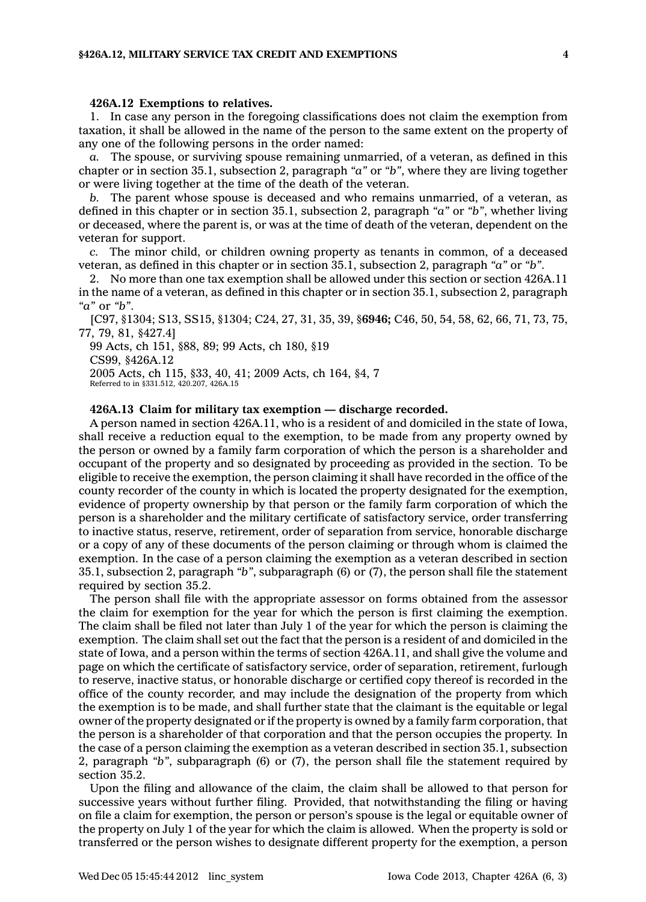**426A.12 Exemptions to relatives.**

1. In case any person in the foregoing classifications does not claim the exemption from taxation, it shall be allowed in the name of the person to the same extent on the property of any one of the following persons in the order named:

*a.* The spouse, or surviving spouse remaining unmarried, of a veteran, as defined in this chapter or in section 35.1, subsection 2, paragraph *"a"* or *"b"*, where they are living together or were living together at the time of the death of the veteran.

*b.* The parent whose spouse is deceased and who remains unmarried, of a veteran, as defined in this chapter or in section 35.1, subsection 2, paragraph *"a"* or *"b"*, whether living or deceased, where the parent is, or was at the time of death of the veteran, dependent on the veteran for support.

*c.* The minor child, or children owning property as tenants in common, of a deceased veteran, as defined in this chapter or in section 35.1, subsection 2, paragraph *"a"* or *"b"*.

2. No more than one tax exemption shall be allowed under this section or section 426A.11 in the name of a veteran, as defined in this chapter or in section 35.1, subsection 2, paragraph *"a"* or *"b"*.

[C97, §1304; S13, SS15, §1304; C24, 27, 31, 35, 39, §**6946;** C46, 50, 54, 58, 62, 66, 71, 73, 75, 77, 79, 81, §427.4]

99 Acts, ch 151, §88, 89; 99 Acts, ch 180, §19

CS99, §426A.12

2005 Acts, ch 115, §33, 40, 41; 2009 Acts, ch 164, §4, 7

Referred to in §331.512, 420.207, 426A.15

**426A.13 Claim for military tax exemption — discharge recorded.**

A person named in section 426A.11, who is a resident of and domiciled in the state of Iowa, shall receive a reduction equal to the exemption, to be made from any property owned by the person or owned by a family farm corporation of which the person is a shareholder and occupant of the property and so designated by proceeding as provided in the section. To be eligible to receive the exemption, the person claiming it shall have recorded in the office of the county recorder of the county in which is located the property designated for the exemption, evidence of property ownership by that person or the family farm corporation of which the person is a shareholder and the military certificate of satisfactory service, order transferring to inactive status, reserve, retirement, order of separation from service, honorable discharge or a copy of any of these documents of the person claiming or through whom is claimed the exemption. In the case of a person claiming the exemption as a veteran described in section 35.1, subsection 2, paragraph *"b"*, subparagraph (6) or (7), the person shall file the statement required by section 35.2.

The person shall file with the appropriate assessor on forms obtained from the assessor the claim for exemption for the year for which the person is first claiming the exemption. The claim shall be filed not later than July 1 of the year for which the person is claiming the exemption. The claim shall set out the fact that the person is a resident of and domiciled in the state of Iowa, and a person within the terms of section 426A.11, and shall give the volume and page on which the certificate of satisfactory service, order of separation, retirement, furlough to reserve, inactive status, or honorable discharge or certified copy thereof is recorded in the office of the county recorder, and may include the designation of the property from which the exemption is to be made, and shall further state that the claimant is the equitable or legal owner of the property designated or if the property is owned by a family farm corporation, that the person is a shareholder of that corporation and that the person occupies the property. In the case of a person claiming the exemption as a veteran described in section 35.1, subsection 2, paragraph *"b"*, subparagraph (6) or (7), the person shall file the statement required by section 35.2.

Upon the filing and allowance of the claim, the claim shall be allowed to that person for successive years without further filing. Provided, that notwithstanding the filing or having on file a claim for exemption, the person or person's spouse is the legal or equitable owner of the property on July 1 of the year for which the claim is allowed. When the property is sold or transferred or the person wishes to designate different property for the exemption, a person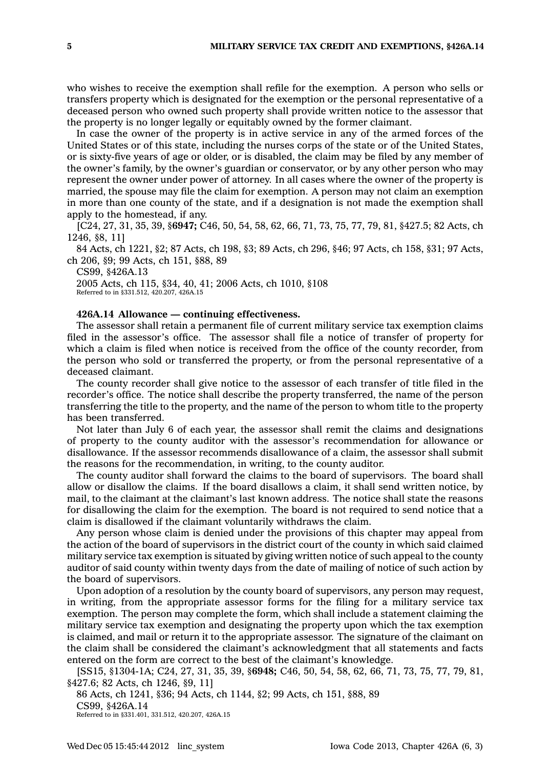who wishes to receive the exemption shall refile for the exemption. A person who sells or transfers property which is designated for the exemption or the personal representative of a deceased person who owned such property shall provide written notice to the assessor that the property is no longer legally or equitably owned by the former claimant.

In case the owner of the property is in active service in any of the armed forces of the United States or of this state, including the nurses corps of the state or of the United States, or is sixty-five years of age or older, or is disabled, the claim may be filed by any member of the owner's family, by the owner's guardian or conservator, or by any other person who may represent the owner under power of attorney. In all cases where the owner of the property is married, the spouse may file the claim for exemption. A person may not claim an exemption in more than one county of the state, and if a designation is not made the exemption shall apply to the homestead, if any.

[C24, 27, 31, 35, 39, §**6947;** C46, 50, 54, 58, 62, 66, 71, 73, 75, 77, 79, 81, §427.5; 82 Acts, ch 1246, §8, 11]

84 Acts, ch 1221, §2; 87 Acts, ch 198, §3; 89 Acts, ch 296, §46; 97 Acts, ch 158, §31; 97 Acts, ch 206, §9; 99 Acts, ch 151, §88, 89

CS99, §426A.13

2005 Acts, ch 115, §34, 40, 41; 2006 Acts, ch 1010, §108

Referred to in §331.512, 420.207, 426A.15

**426A.14 Allowance — continuing effectiveness.**

The assessor shall retain a permanent file of current military service tax exemption claims filed in the assessor's office. The assessor shall file a notice of transfer of property for which a claim is filed when notice is received from the office of the county recorder, from the person who sold or transferred the property, or from the personal representative of a deceased claimant.

The county recorder shall give notice to the assessor of each transfer of title filed in the recorder's office. The notice shall describe the property transferred, the name of the person transferring the title to the property, and the name of the person to whom title to the property has been transferred.

Not later than July 6 of each year, the assessor shall remit the claims and designations of property to the county auditor with the assessor's recommendation for allowance or disallowance. If the assessor recommends disallowance of a claim, the assessor shall submit the reasons for the recommendation, in writing, to the county auditor.

The county auditor shall forward the claims to the board of supervisors. The board shall allow or disallow the claims. If the board disallows a claim, it shall send written notice, by mail, to the claimant at the claimant's last known address. The notice shall state the reasons for disallowing the claim for the exemption. The board is not required to send notice that a claim is disallowed if the claimant voluntarily withdraws the claim.

Any person whose claim is denied under the provisions of this chapter may appeal from the action of the board of supervisors in the district court of the county in which said claimed military service tax exemption is situated by giving written notice of such appeal to the county auditor of said county within twenty days from the date of mailing of notice of such action by the board of supervisors.

Upon adoption of a resolution by the county board of supervisors, any person may request, in writing, from the appropriate assessor forms for the filing for a military service tax exemption. The person may complete the form, which shall include a statement claiming the military service tax exemption and designating the property upon which the tax exemption is claimed, and mail or return it to the appropriate assessor. The signature of the claimant on the claim shall be considered the claimant's acknowledgment that all statements and facts entered on the form are correct to the best of the claimant's knowledge.

[SS15, §1304-1A; C24, 27, 31, 35, 39, §**6948;** C46, 50, 54, 58, 62, 66, 71, 73, 75, 77, 79, 81, §427.6; 82 Acts, ch 1246, §9, 11]

86 Acts, ch 1241, §36; 94 Acts, ch 1144, §2; 99 Acts, ch 151, §88, 89

CS99, §426A.14

Referred to in §331.401, 331.512, 420.207, 426A.15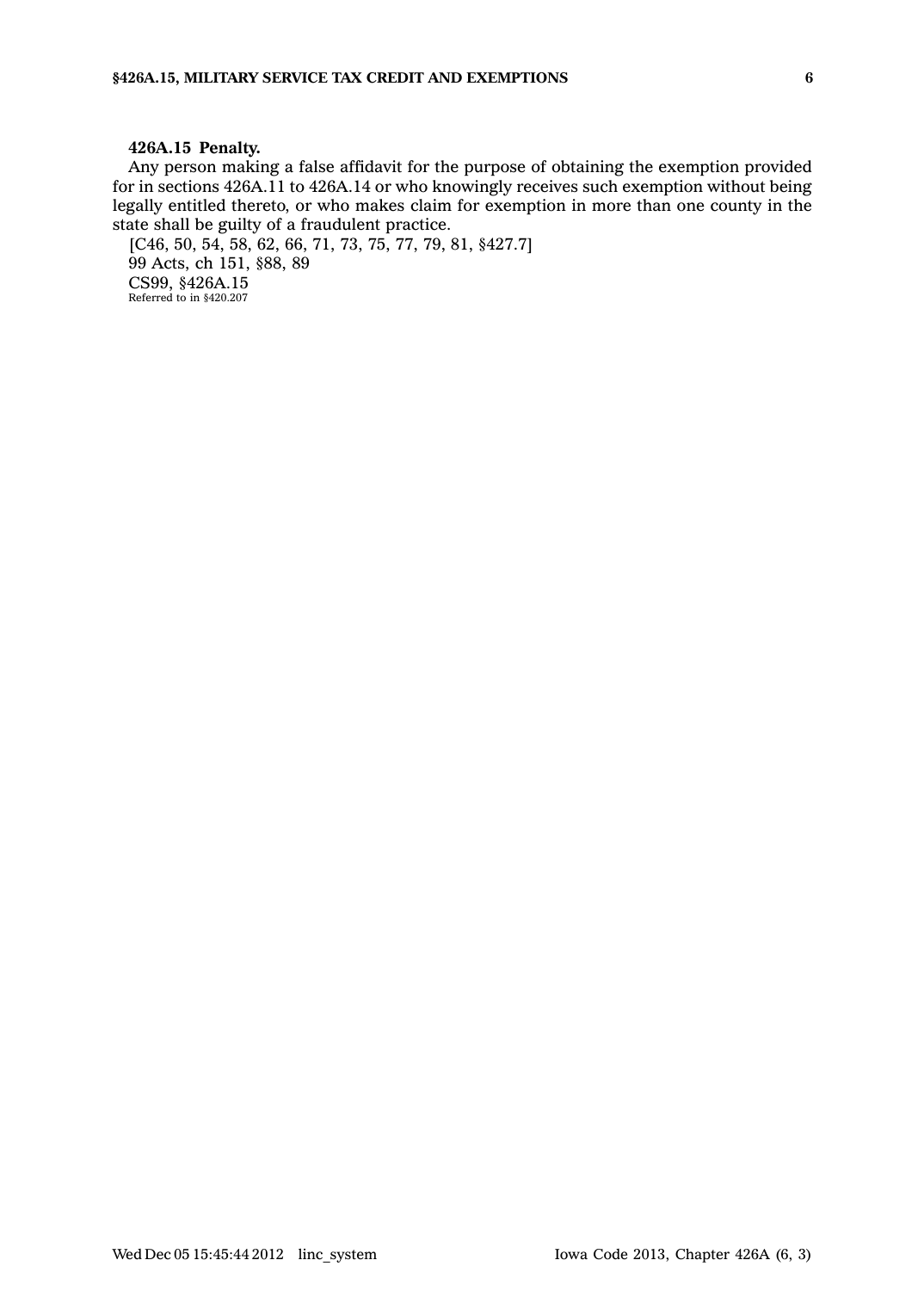**426A.15 Penalty.**

Any person making a false affidavit for the purpose of obtaining the exemption provided for in sections 426A.11 to 426A.14 or who knowingly receives such exemption without being legally entitled thereto, or who makes claim for exemption in more than one county in the state shall be guilty of a fraudulent practice.

[C46, 50, 54, 58, 62, 66, 71, 73, 75, 77, 79, 81, §427.7]
99 Acts, ch 151, §88, 89
CS99, §426A.15
Referred to in §420.207